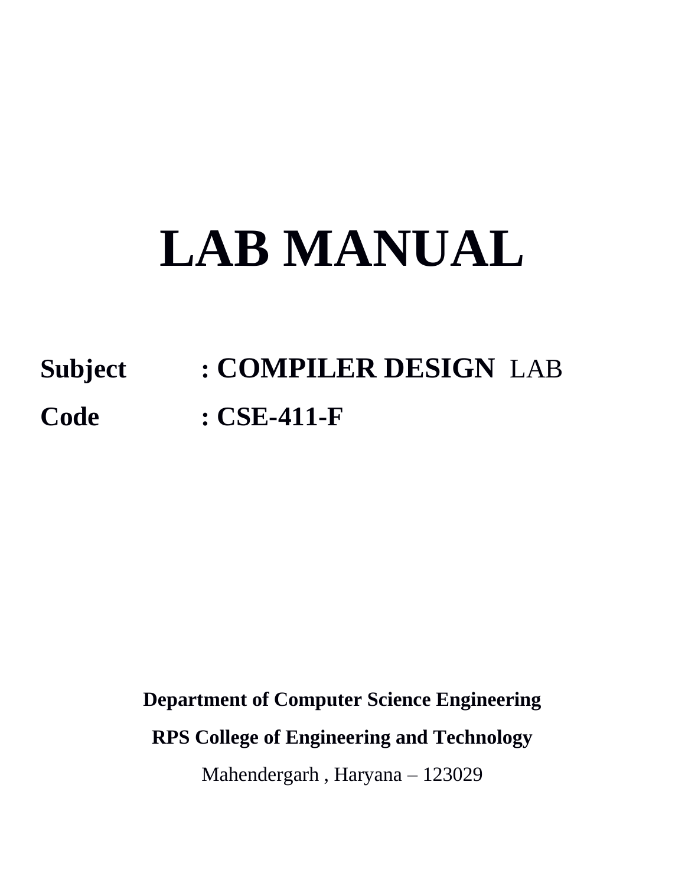# LAB MANUAL

**Subject** **: COMPILER DESIGN** LAB

**Code** **: CSE-411-F**

**Department of Computer Science Engineering**

**RPS College of Engineering and Technology**

Mahendergarh , Haryana – 123029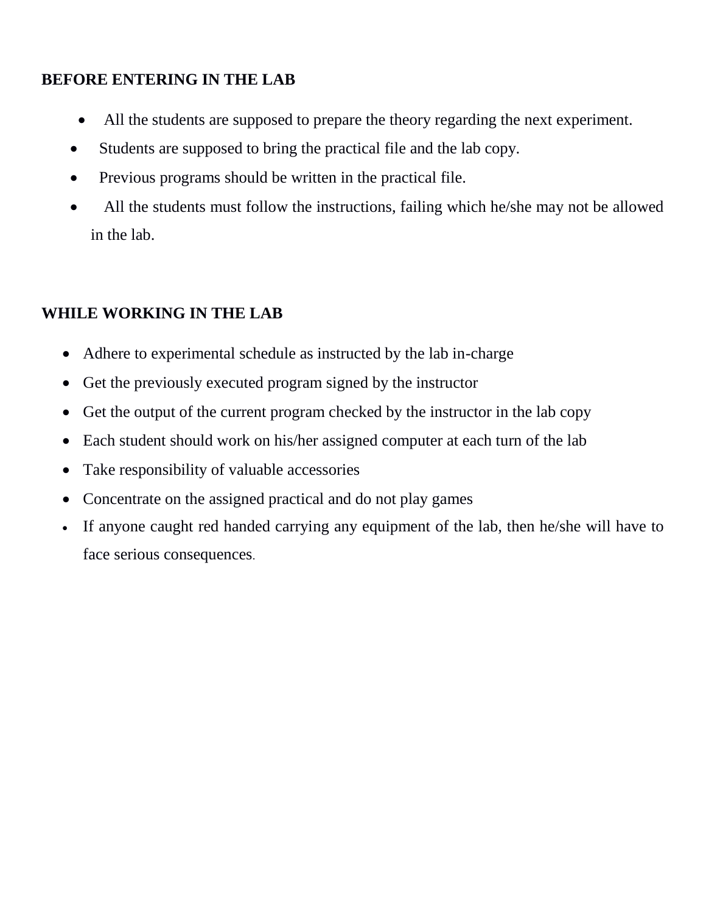## BEFORE ENTERING IN THE LAB

- All the students are supposed to prepare the theory regarding the next experiment.
- Students are supposed to bring the practical file and the lab copy.
- Previous programs should be written in the practical file.
- All the students must follow the instructions, failing which he/she may not be allowed in the lab.

## WHILE WORKING IN THE LAB

- Adhere to experimental schedule as instructed by the lab in-charge
- Get the previously executed program signed by the instructor
- Get the output of the current program checked by the instructor in the lab copy
- Each student should work on his/her assigned computer at each turn of the lab
- Take responsibility of valuable accessories
- Concentrate on the assigned practical and do not play games
- If anyone caught red handed carrying any equipment of the lab, then he/she will have to face serious consequences.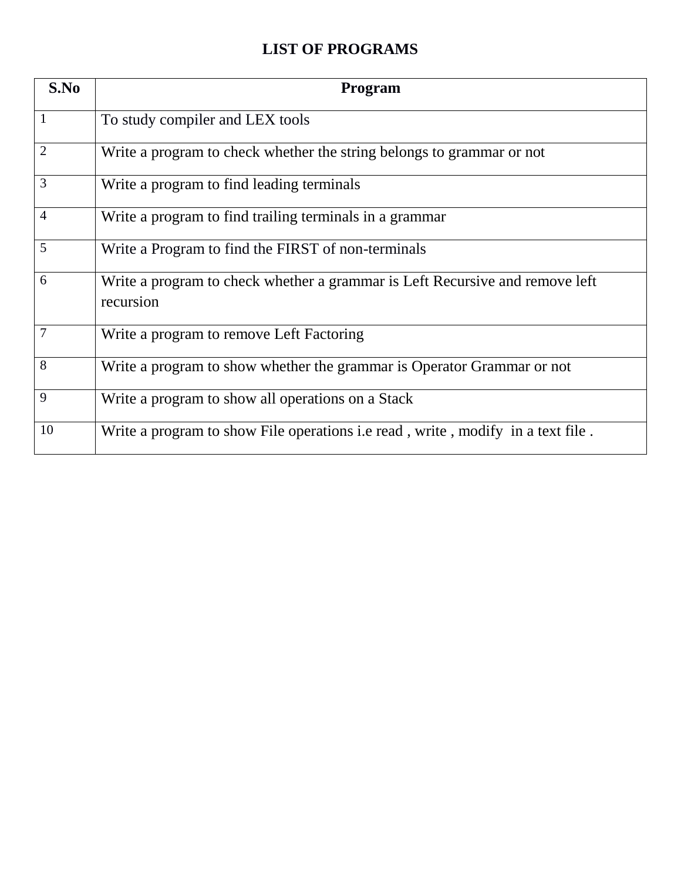# LIST OF PROGRAMS

| S.No | Program |
|---|---|
| 1 | To study compiler and LEX tools |
| 2 | Write a program to check whether the string belongs to grammar or not |
| 3 | Write a program to find leading terminals |
| 4 | Write a program to find trailing terminals in a grammar |
| 5 | Write a Program to find the FIRST of non-terminals |
| 6 | Write a program to check whether a grammar is Left Recursive and remove left recursion |
| 7 | Write a program to remove Left Factoring |
| 8 | Write a program to show whether the grammar is Operator Grammar or not |
| 9 | Write a program to show all operations on a Stack |
| 10 | Write a program to show File operations i.e read , write , modify  in a text file . |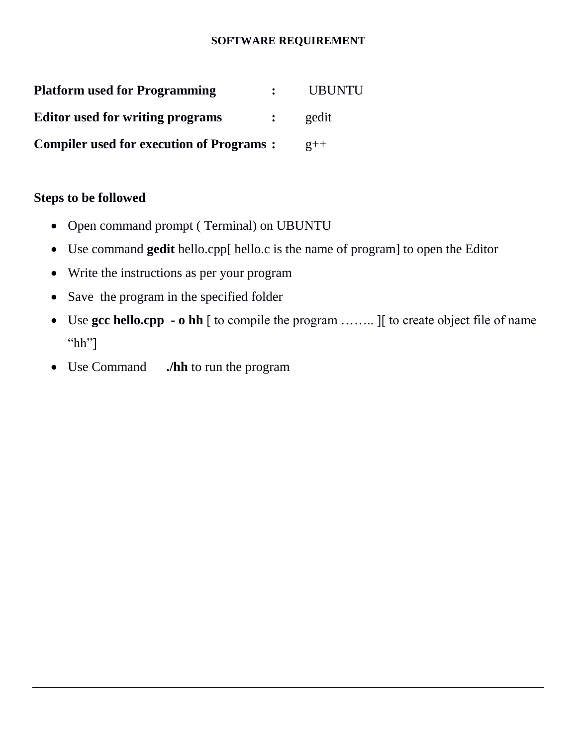## SOFTWARE REQUIREMENT

**Platform used for Programming** : UBUNTU

**Editor used for writing programs** : gedit

**Compiler used for execution of Programs** : g++

**Steps to be followed**

- Open command prompt ( Terminal) on UBUNTU
- Use command **gedit** hello.cpp[ hello.c is the name of program] to open the Editor
- Write the instructions as per your program
- Save the program in the specified folder
- Use **gcc hello.cpp - o hh** [ to compile the program …….. ][ to create object file of name "hh"]
- Use Command **./hh** to run the program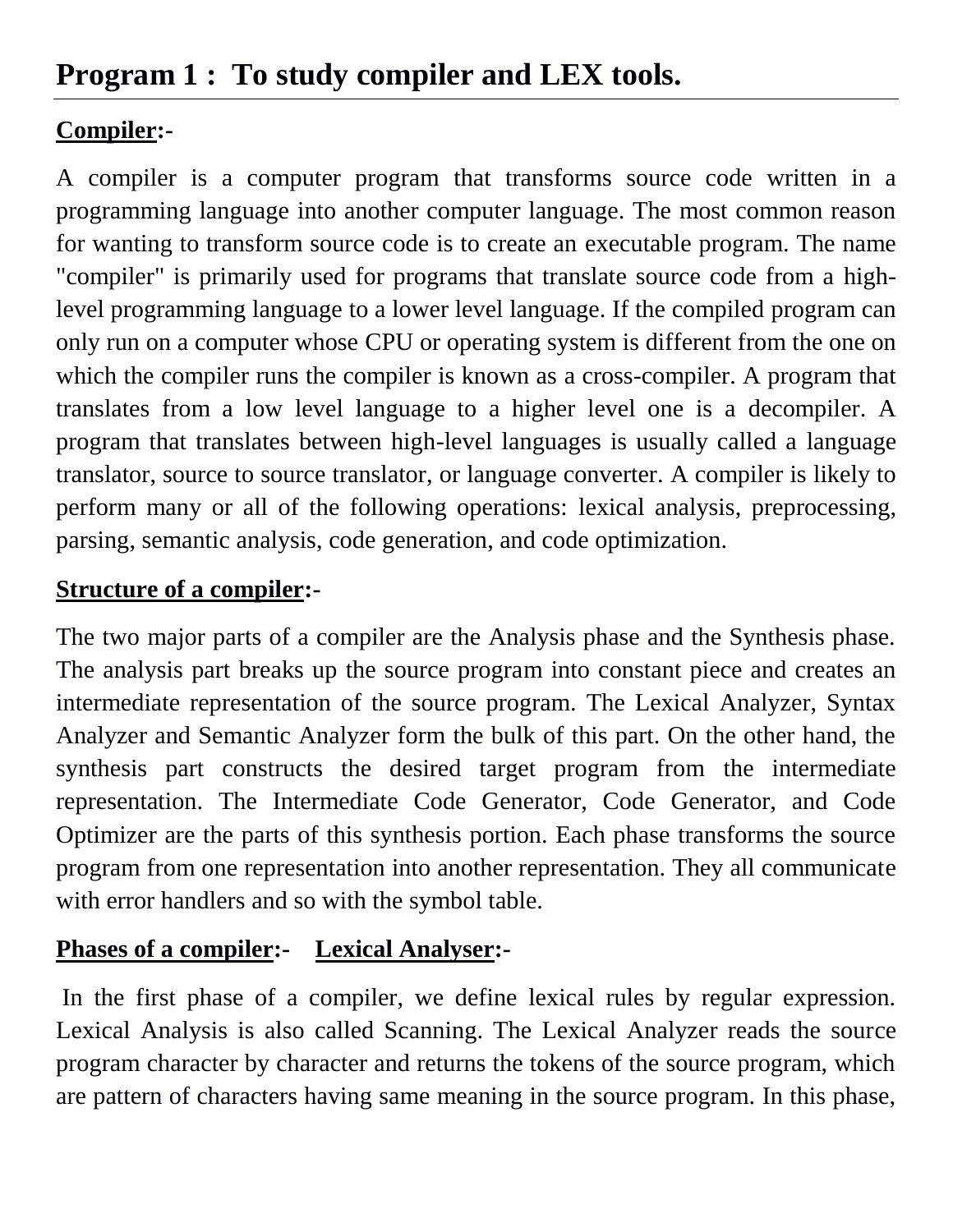# Program 1 : To study compiler and LEX tools.

**<u>Compiler</u>:-**

A compiler is a computer program that transforms source code written in a programming language into another computer language. The most common reason for wanting to transform source code is to create an executable program. The name "compiler" is primarily used for programs that translate source code from a high-level programming language to a lower level language. If the compiled program can only run on a computer whose CPU or operating system is different from the one on which the compiler runs the compiler is known as a cross-compiler. A program that translates from a low level language to a higher level one is a decompiler. A program that translates between high-level languages is usually called a language translator, source to source translator, or language converter. A compiler is likely to perform many or all of the following operations: lexical analysis, preprocessing, parsing, semantic analysis, code generation, and code optimization.

**<u>Structure of a compiler</u>:-**

The two major parts of a compiler are the Analysis phase and the Synthesis phase. The analysis part breaks up the source program into constant piece and creates an intermediate representation of the source program. The Lexical Analyzer, Syntax Analyzer and Semantic Analyzer form the bulk of this part. On the other hand, the synthesis part constructs the desired target program from the intermediate representation. The Intermediate Code Generator, Code Generator, and Code Optimizer are the parts of this synthesis portion. Each phase transforms the source program from one representation into another representation. They all communicate with error handlers and so with the symbol table.

**<u>Phases of a compiler</u>:-** **<u>Lexical Analyser</u>:-**

In the first phase of a compiler, we define lexical rules by regular expression. Lexical Analysis is also called Scanning. The Lexical Analyzer reads the source program character by character and returns the tokens of the source program, which are pattern of characters having same meaning in the source program. In this phase,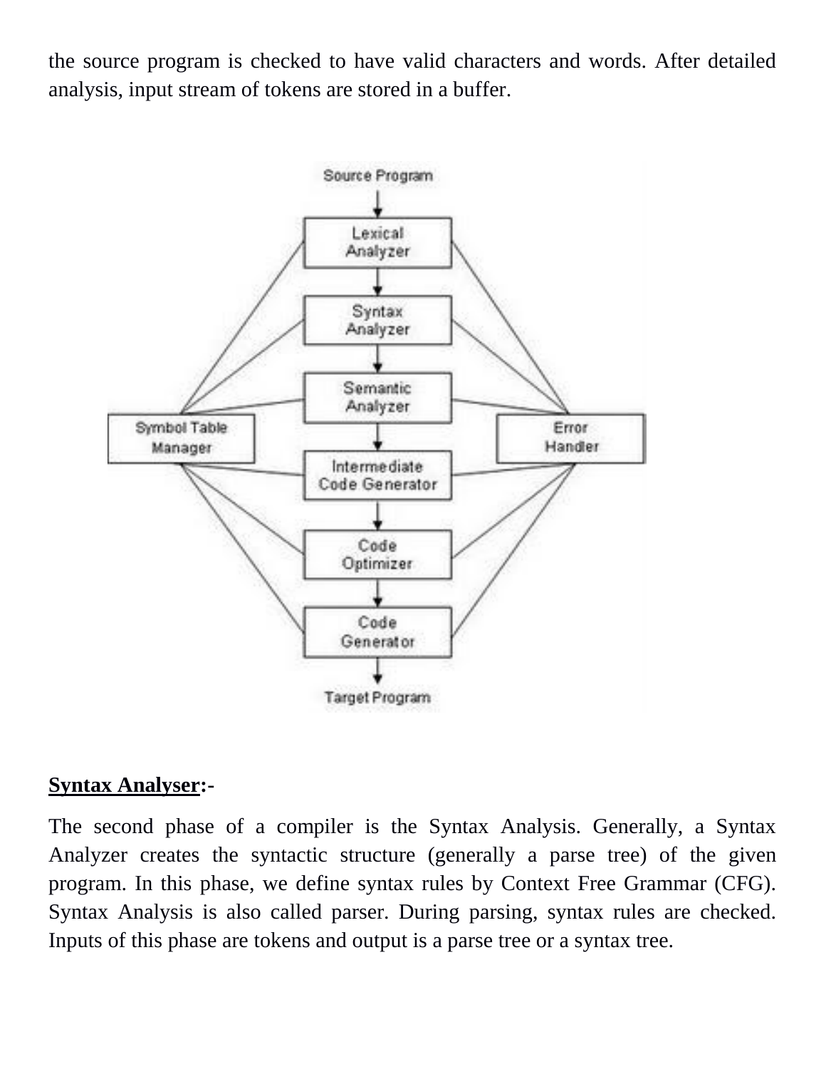the source program is checked to have valid characters and words. After detailed analysis, input stream of tokens are stored in a buffer.

**Syntax Analyser:-**

The second phase of a compiler is the Syntax Analysis. Generally, a Syntax Analyzer creates the syntactic structure (generally a parse tree) of the given program. In this phase, we define syntax rules by Context Free Grammar (CFG). Syntax Analysis is also called parser. During parsing, syntax rules are checked. Inputs of this phase are tokens and output is a parse tree or a syntax tree.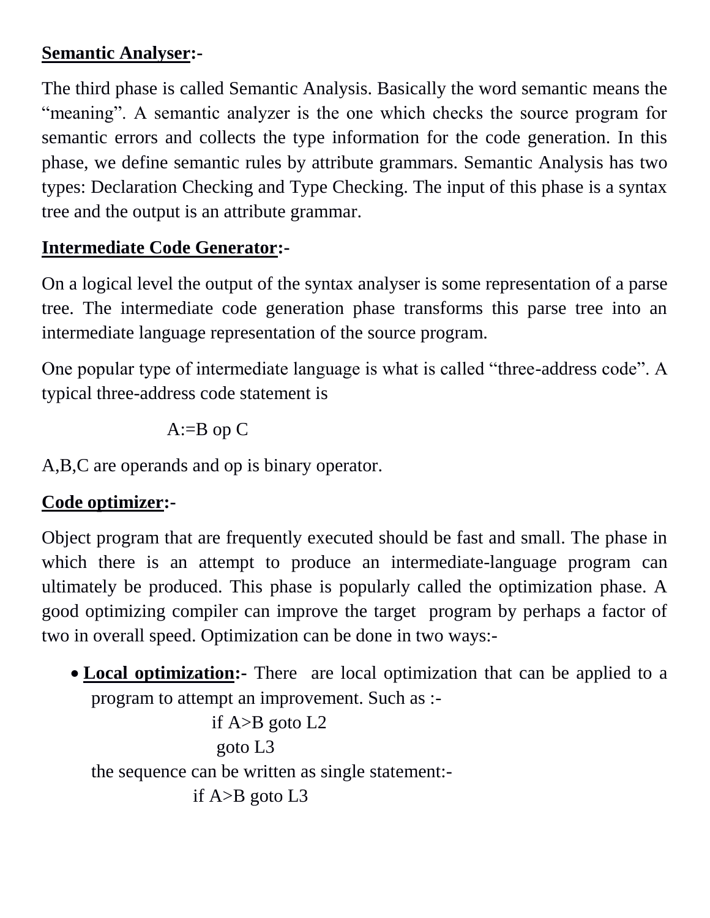**Semantic Analyser:-**

The third phase is called Semantic Analysis. Basically the word semantic means the "meaning". A semantic analyzer is the one which checks the source program for semantic errors and collects the type information for the code generation. In this phase, we define semantic rules by attribute grammars. Semantic Analysis has two types: Declaration Checking and Type Checking. The input of this phase is a syntax tree and the output is an attribute grammar.

**Intermediate Code Generator:-**

On a logical level the output of the syntax analyser is some representation of a parse tree. The intermediate code generation phase transforms this parse tree into an intermediate language representation of the source program.

One popular type of intermediate language is what is called "three-address code". A typical three-address code statement is

A:=B op C

A,B,C are operands and op is binary operator.

**Code optimizer:-**

Object program that are frequently executed should be fast and small. The phase in which there is an attempt to produce an intermediate-language program can ultimately be produced. This phase is popularly called the optimization phase. A good optimizing compiler can improve the target program by perhaps a factor of two in overall speed. Optimization can be done in two ways:-

- **Local optimization:-** There are local optimization that can be applied to a program to attempt an improvement. Such as :-

  ```
  if A>B goto L2
  goto L3
  ```

  the sequence can be written as single statement:-

  ```
  if A>B goto L3
  ```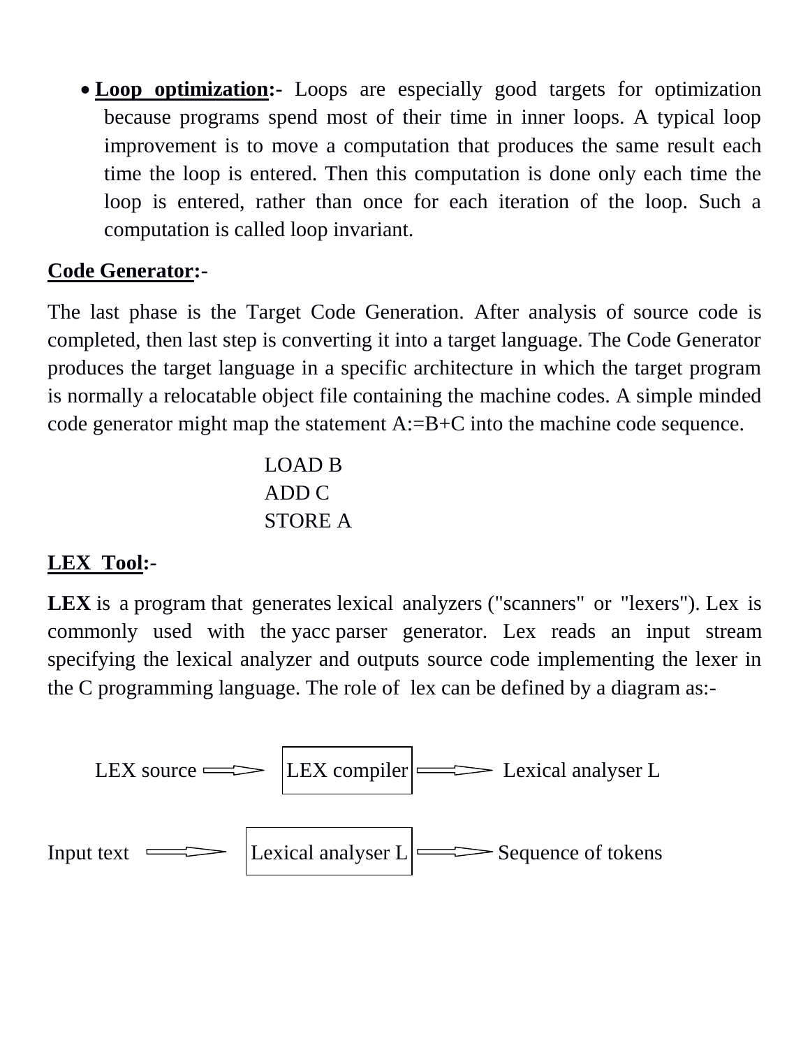- **Loop optimization:-** Loops are especially good targets for optimization because programs spend most of their time in inner loops. A typical loop improvement is to move a computation that produces the same result each time the loop is entered. Then this computation is done only each time the loop is entered, rather than once for each iteration of the loop. Such a computation is called loop invariant.

**Code Generator:-**

The last phase is the Target Code Generation. After analysis of source code is completed, then last step is converting it into a target language. The Code Generator produces the target language in a specific architecture in which the target program is normally a relocatable object file containing the machine codes. A simple minded code generator might map the statement A:=B+C into the machine code sequence.

```
LOAD B
ADD C
STORE A
```

**LEX Tool:-**

**LEX** is a program that generates lexical analyzers ("scanners" or "lexers"). Lex is commonly used with the yacc parser generator. Lex reads an input stream specifying the lexical analyzer and outputs source code implementing the lexer in the C programming language. The role of lex can be defined by a diagram as:-

```
LEX source  ==>  [LEX compiler]  ==>  Lexical analyser L

Input text  ==>  [Lexical analyser L]  ==>  Sequence of tokens
```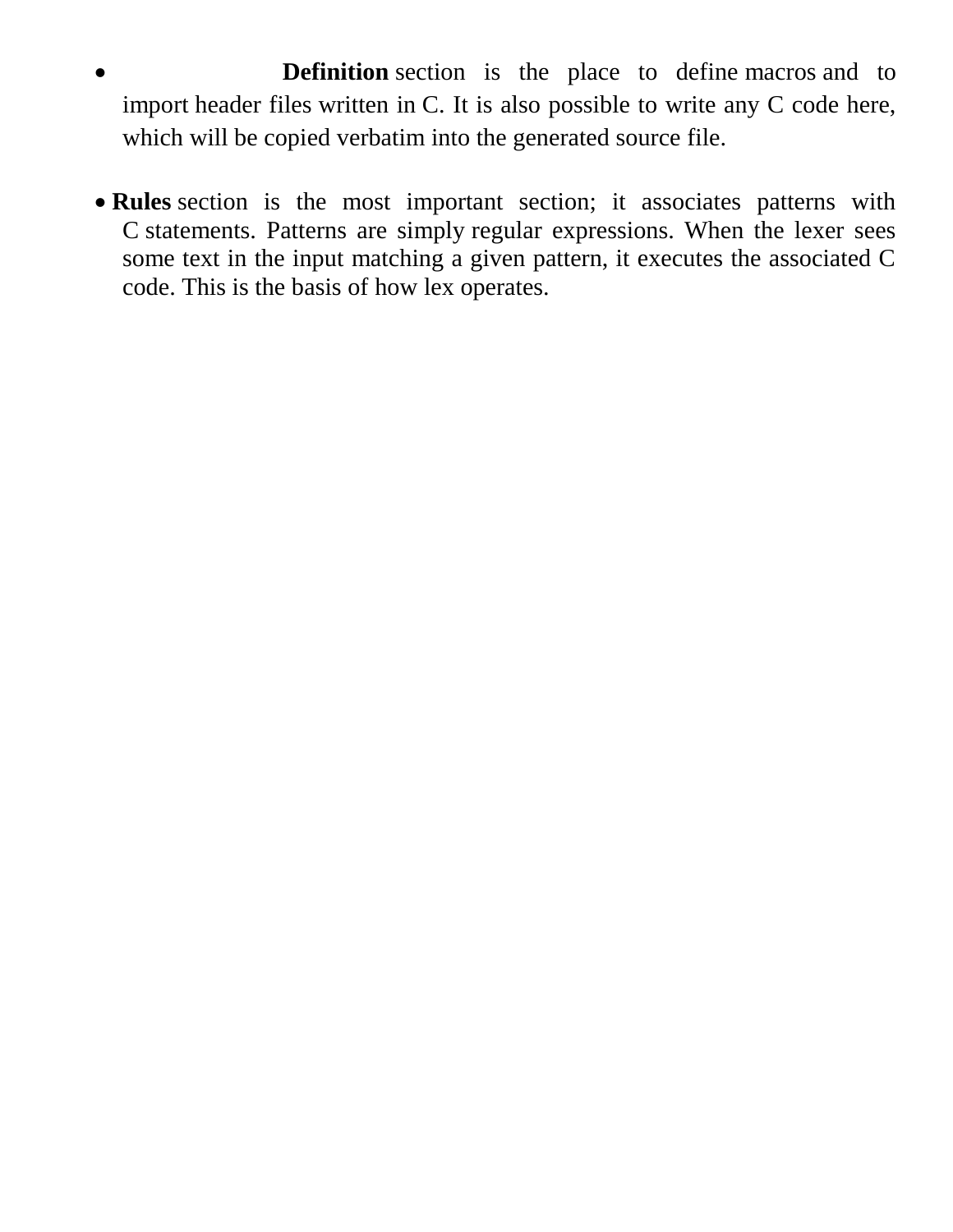- **Definition** section is the place to define macros and to import header files written in C. It is also possible to write any C code here, which will be copied verbatim into the generated source file.

- **Rules** section is the most important section; it associates patterns with C statements. Patterns are simply regular expressions. When the lexer sees some text in the input matching a given pattern, it executes the associated C code. This is the basis of how lex operates.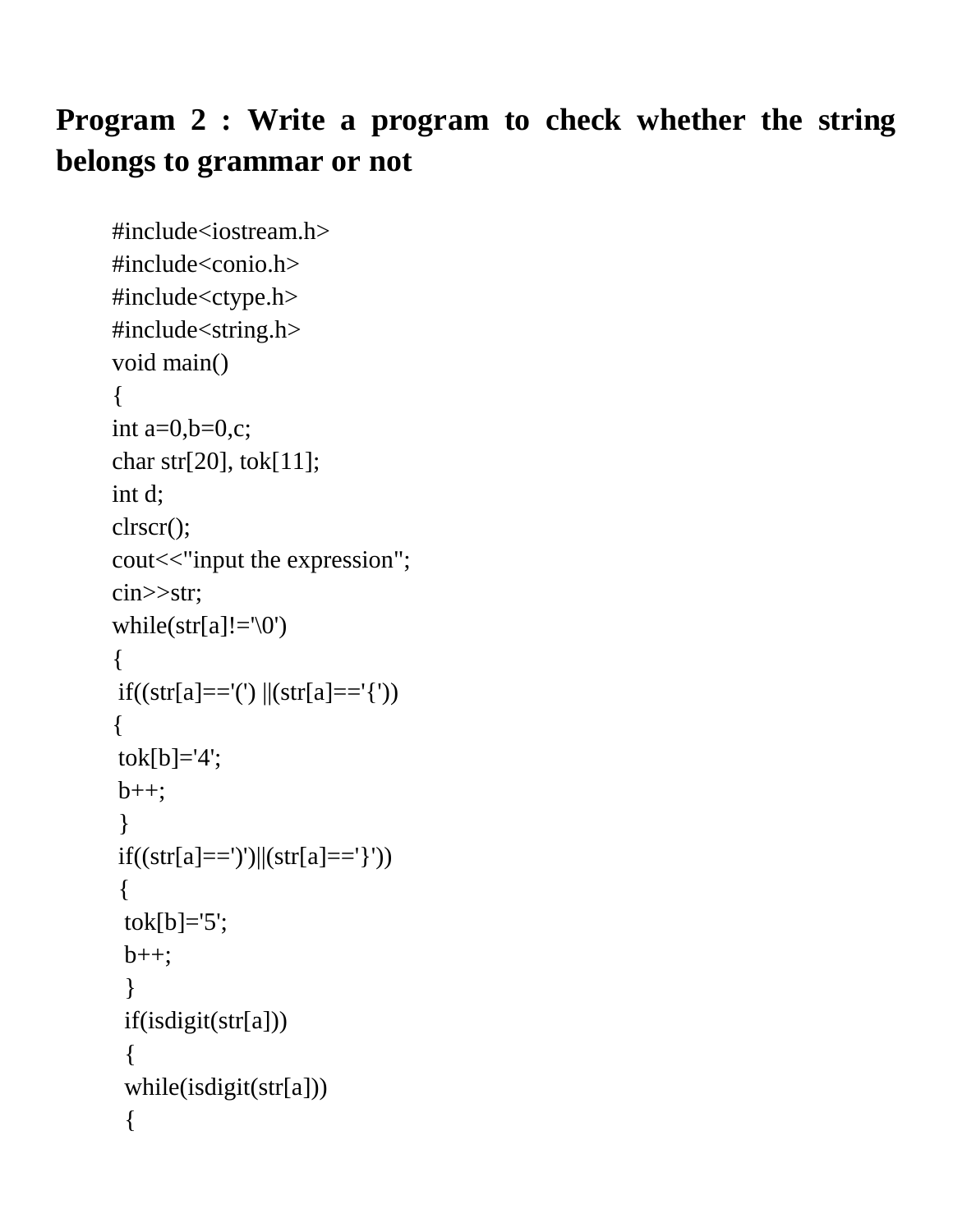**Program 2 : Write a program to check whether the string belongs to grammar or not**

```
#include<iostream.h>
#include<conio.h>
#include<ctype.h>
#include<string.h>
void main()
{
int a=0,b=0,c;
char str[20], tok[11];
int d;
clrscr();
cout<<"input the expression";
cin>>str;
while(str[a]!='\0')
{
 if((str[a]=='(') ||(str[a]=='{'))
{
 tok[b]='4';
 b++;
 }
 if((str[a]==')')||(str[a]=='}'))
 {
  tok[b]='5';
  b++;
  }
  if(isdigit(str[a]))
  {
  while(isdigit(str[a]))
  {
```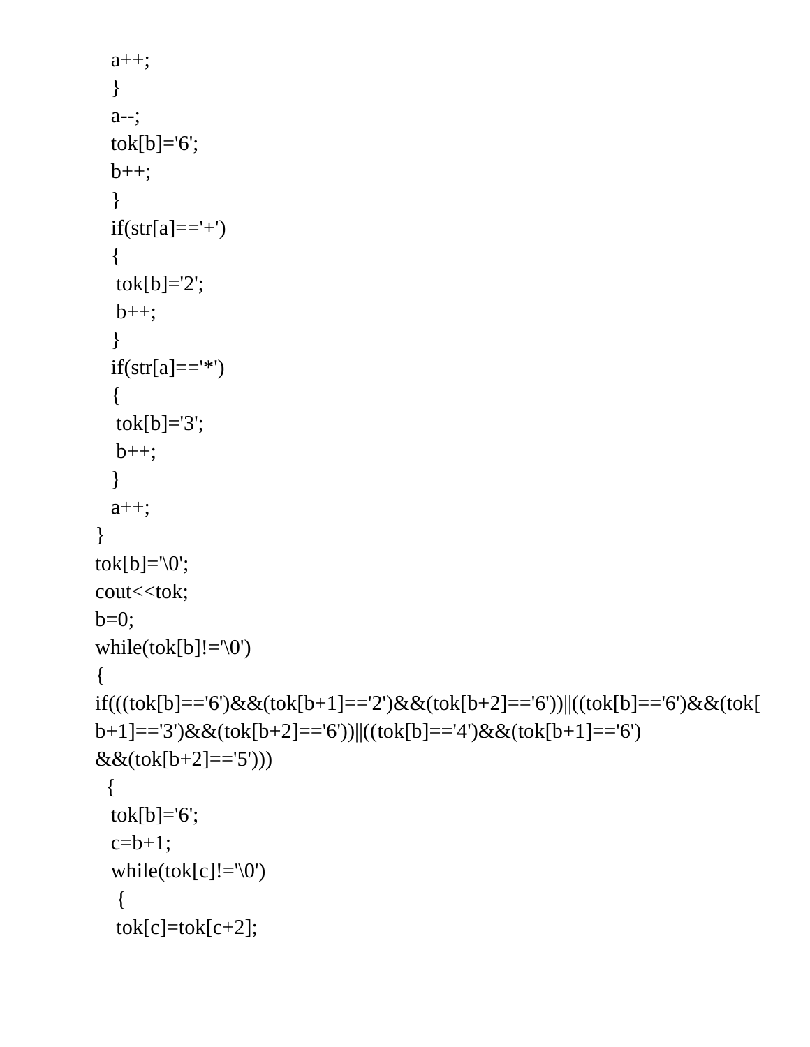```
    a++;
    }
    a--;
    tok[b]='6';
    b++;
    }
    if(str[a]=='+')
    {
     tok[b]='2';
     b++;
    }
    if(str[a]=='*')
    {
     tok[b]='3';
     b++;
    }
    a++;
}
tok[b]='\0';
cout<<tok;
b=0;
while(tok[b]!='\0')
{
if(((tok[b]=='6')&&(tok[b+1]=='2')&&(tok[b+2]=='6'))||((tok[b]=='6')&&(tok[
b+1]=='3')&&(tok[b+2]=='6'))||((tok[b]=='4')&&(tok[b+1]=='6')
&&(tok[b+2]=='5')))
  {
    tok[b]='6';
    c=b+1;
    while(tok[c]!='\0')
     {
     tok[c]=tok[c+2];
```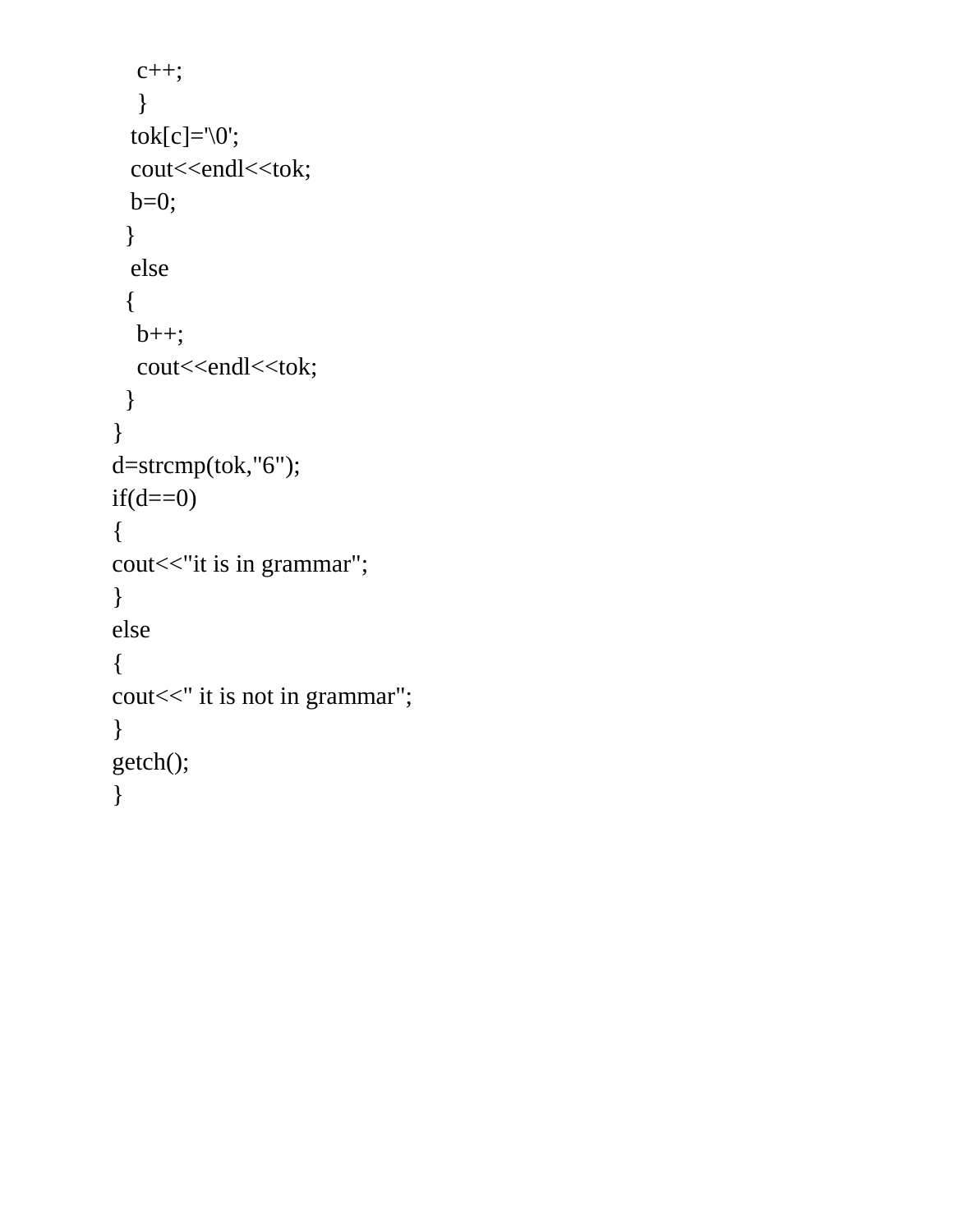```
    c++;
    }
   tok[c]='\0';
   cout<<endl<<tok;
   b=0;
  }
   else
  {
    b++;
    cout<<endl<<tok;
  }
}
d=strcmp(tok,"6");
if(d==0)
{
cout<<"it is in grammar";
}
else
{
cout<<" it is not in grammar";
}
getch();
}
```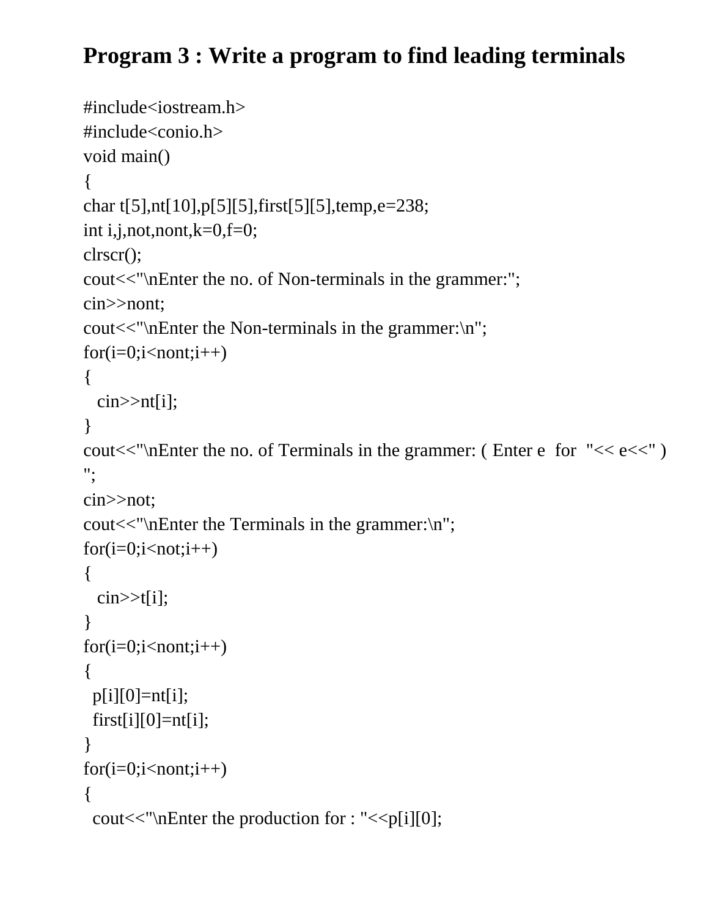# Program 3 : Write a program to find leading terminals

```
#include<iostream.h>
#include<conio.h>
void main()
{
char t[5],nt[10],p[5][5],first[5][5],temp,e=238;
int i,j,not,nont,k=0,f=0;
clrscr();
cout<<"\nEnter the no. of Non-terminals in the grammer:";
cin>>nont;
cout<<"\nEnter the Non-terminals in the grammer:\n";
for(i=0;i<nont;i++)
{
   cin>>nt[i];
}
cout<<"\nEnter the no. of Terminals in the grammer: ( Enter e  for  "<< e<<" )
";
cin>>not;
cout<<"\nEnter the Terminals in the grammer:\n";
for(i=0;i<not;i++)
{
   cin>>t[i];
}
for(i=0;i<nont;i++)
{
  p[i][0]=nt[i];
  first[i][0]=nt[i];
}
for(i=0;i<nont;i++)
{
  cout<<"\nEnter the production for : "<<p[i][0];
```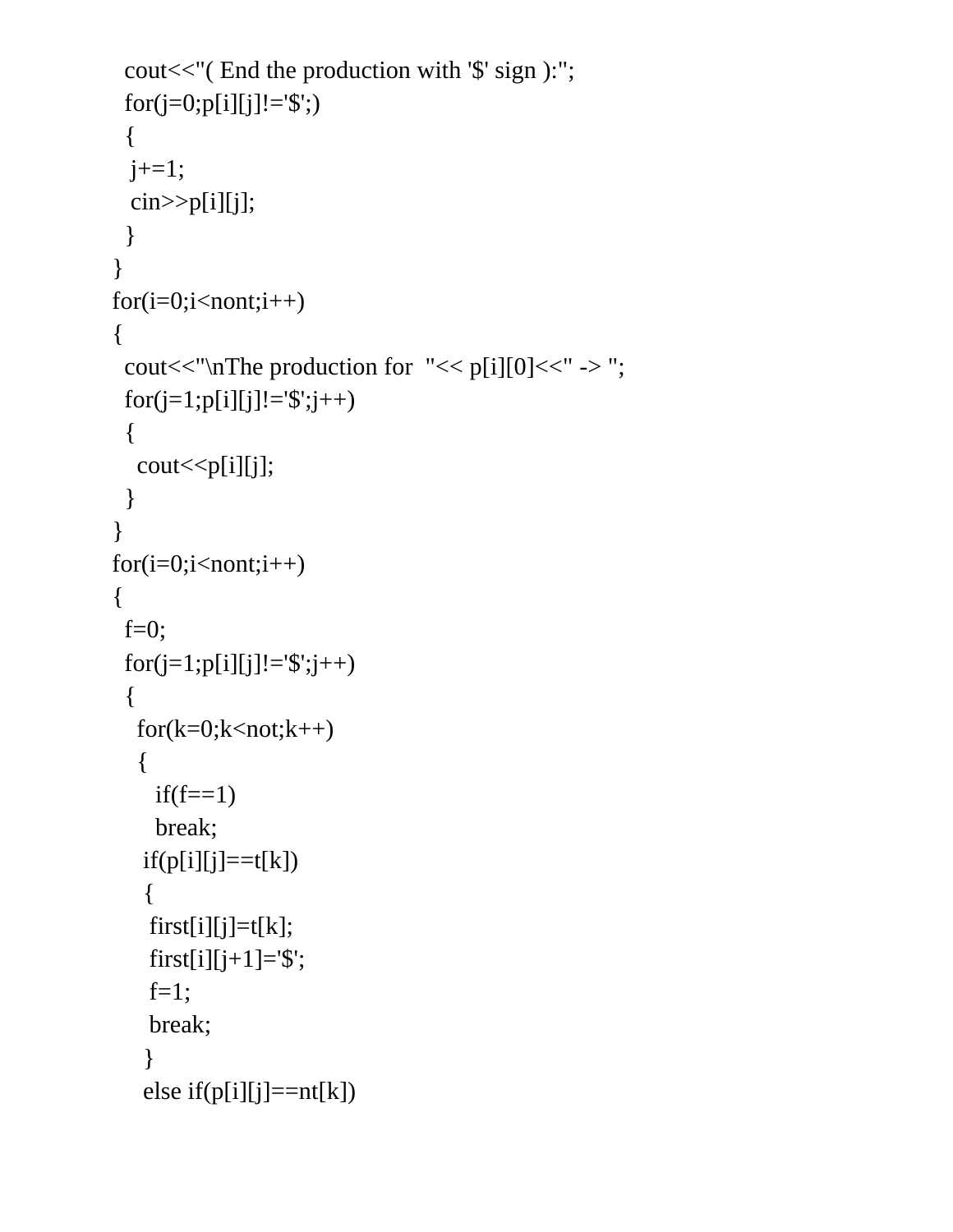```
  cout<<"( End the production with '$' sign ):";
  for(j=0;p[i][j]!='$';)
  {
   j+=1;
   cin>>p[i][j];
  }
}
for(i=0;i<nont;i++)
{
  cout<<"\nThe production for  "<< p[i][0]<<" -> ";
  for(j=1;p[i][j]!='$';j++)
  {
    cout<<p[i][j];
  }
}
for(i=0;i<nont;i++)
{
  f=0;
  for(j=1;p[i][j]!='$';j++)
  {
    for(k=0;k<not;k++)
    {
      if(f==1)
      break;
     if(p[i][j]==t[k])
     {
      first[i][j]=t[k];
      first[i][j+1]='$';
      f=1;
      break;
     }
     else if(p[i][j]==nt[k])
```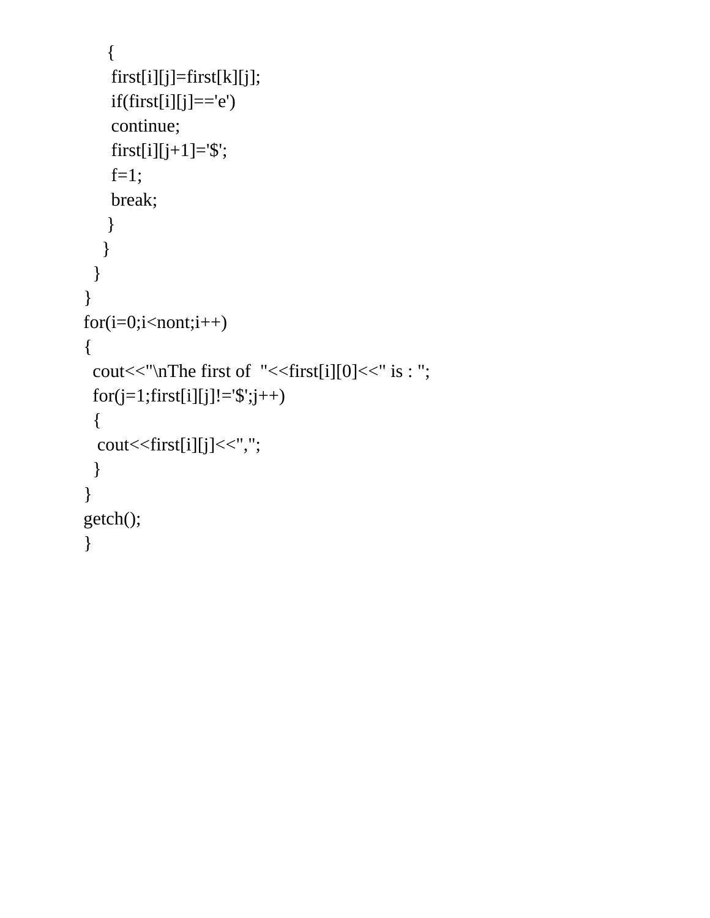```
     {
      first[i][j]=first[k][j];
      if(first[i][j]=='e')
      continue;
      first[i][j+1]='$';
      f=1;
      break;
     }
    }
  }
}
for(i=0;i<nont;i++)
{
  cout<<"\nThe first of  "<<first[i][0]<<" is : ";
  for(j=1;first[i][j]!='$';j++)
  {
   cout<<first[i][j]<<",";
  }
}
getch();
}
```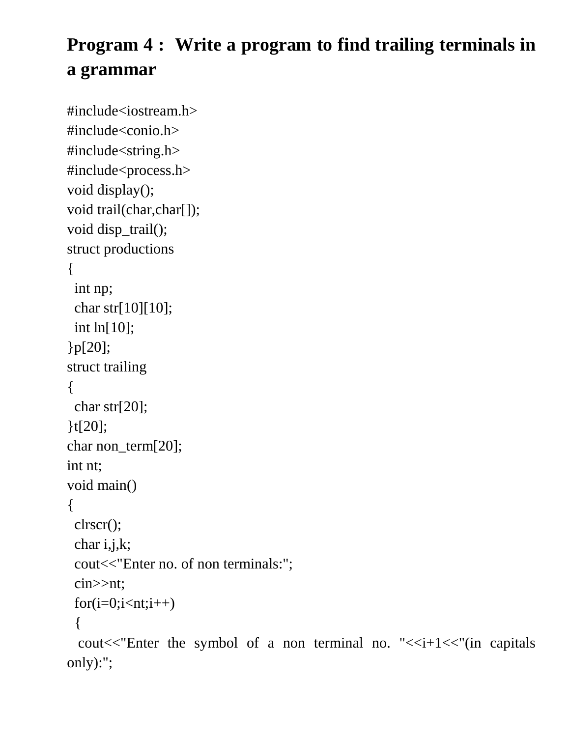## Program 4 : Write a program to find trailing terminals in a grammar

```
#include<iostream.h>
#include<conio.h>
#include<string.h>
#include<process.h>
void display();
void trail(char,char[]);
void disp_trail();
struct productions
{
  int np;
  char str[10][10];
  int ln[10];
}p[20];
struct trailing
{
  char str[20];
}t[20];
char non_term[20];
int nt;
void main()
{
  clrscr();
  char i,j,k;
  cout<<"Enter no. of non terminals:";
  cin>>nt;
  for(i=0;i<nt;i++)
  {
   cout<<"Enter the symbol of a non terminal no. "<<i+1<<"(in capitals only):";
```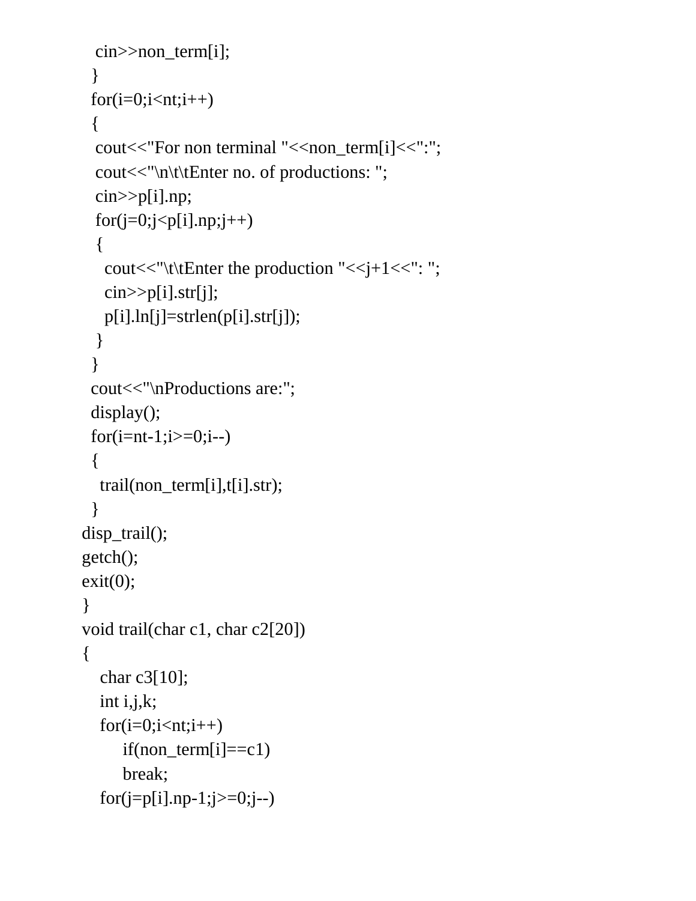```
   cin>>non_term[i];
  }
  for(i=0;i<nt;i++)
  {
   cout<<"For non terminal "<<non_term[i]<<":";
   cout<<"\n\t\tEnter no. of productions: ";
   cin>>p[i].np;
   for(j=0;j<p[i].np;j++)
   {
     cout<<"\t\tEnter the production "<<j+1<<": ";
     cin>>p[i].str[j];
     p[i].ln[j]=strlen(p[i].str[j]);
   }
  }
  cout<<"\nProductions are:";
  display();
  for(i=nt-1;i>=0;i--)
  {
    trail(non_term[i],t[i].str);
  }
disp_trail();
getch();
exit(0);
}
void trail(char c1, char c2[20])
{
    char c3[10];
    int i,j,k;
    for(i=0;i<nt;i++)
         if(non_term[i]==c1)
         break;
    for(j=p[i].np-1;j>=0;j--)
```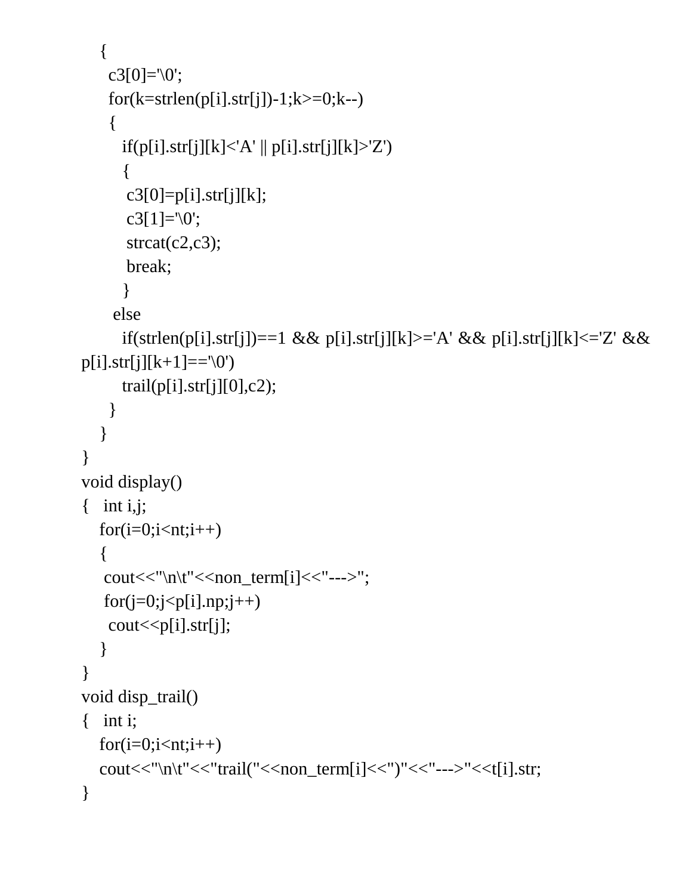```
    {
      c3[0]='\0';
      for(k=strlen(p[i].str[j])-1;k>=0;k--)
      {
        if(p[i].str[j][k]<'A' || p[i].str[j][k]>'Z')
        {
         c3[0]=p[i].str[j][k];
         c3[1]='\0';
         strcat(c2,c3);
         break;
        }
       else
        if(strlen(p[i].str[j])==1 && p[i].str[j][k]>='A' && p[i].str[j][k]<='Z' &&
p[i].str[j][k+1]=='\0')
        trail(p[i].str[j][0],c2);
      }
    }
}
void display()
{   int i,j;
    for(i=0;i<nt;i++)
    {
     cout<<"\n\t"<<non_term[i]<<"--->";
     for(j=0;j<p[i].np;j++)
      cout<<p[i].str[j];
    }
}
void disp_trail()
{   int i;
    for(i=0;i<nt;i++)
    cout<<"\n\t"<<"trail("<<non_term[i]<<")"<<"--->"<<t[i].str;
}
```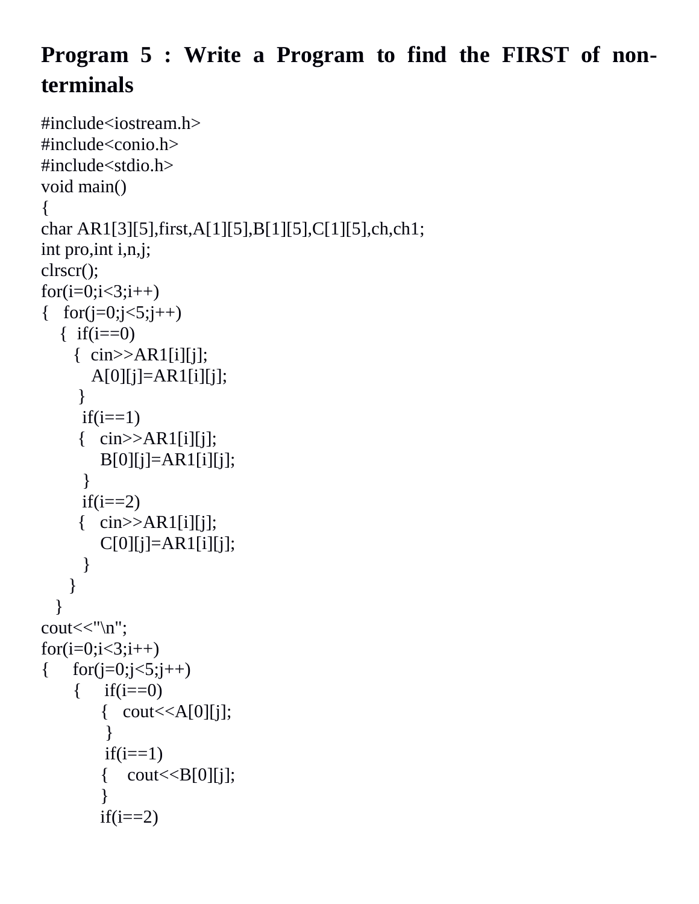**Program 5 : Write a Program to find the FIRST of non-terminals**

```
#include<iostream.h>
#include<conio.h>
#include<stdio.h>
void main()
{
char AR1[3][5],first,A[1][5],B[1][5],C[1][5],ch,ch1;
int pro,int i,n,j;
clrscr();
for(i=0;i<3;i++)
{   for(j=0;j<5;j++)
    {  if(i==0)
       {  cin>>AR1[i][j];
          A[0][j]=AR1[i][j];
        }
        if(i==1)
       {   cin>>AR1[i][j];
           B[0][j]=AR1[i][j];
        }
        if(i==2)
       {   cin>>AR1[i][j];
           C[0][j]=AR1[i][j];
        }
     }
   }
cout<<"\n";
for(i=0;i<3;i++)
{     for(j=0;j<5;j++)
      {     if(i==0)
            {   cout<<A[0][j];
             }
             if(i==1)
            {    cout<<B[0][j];
            }
            if(i==2)
```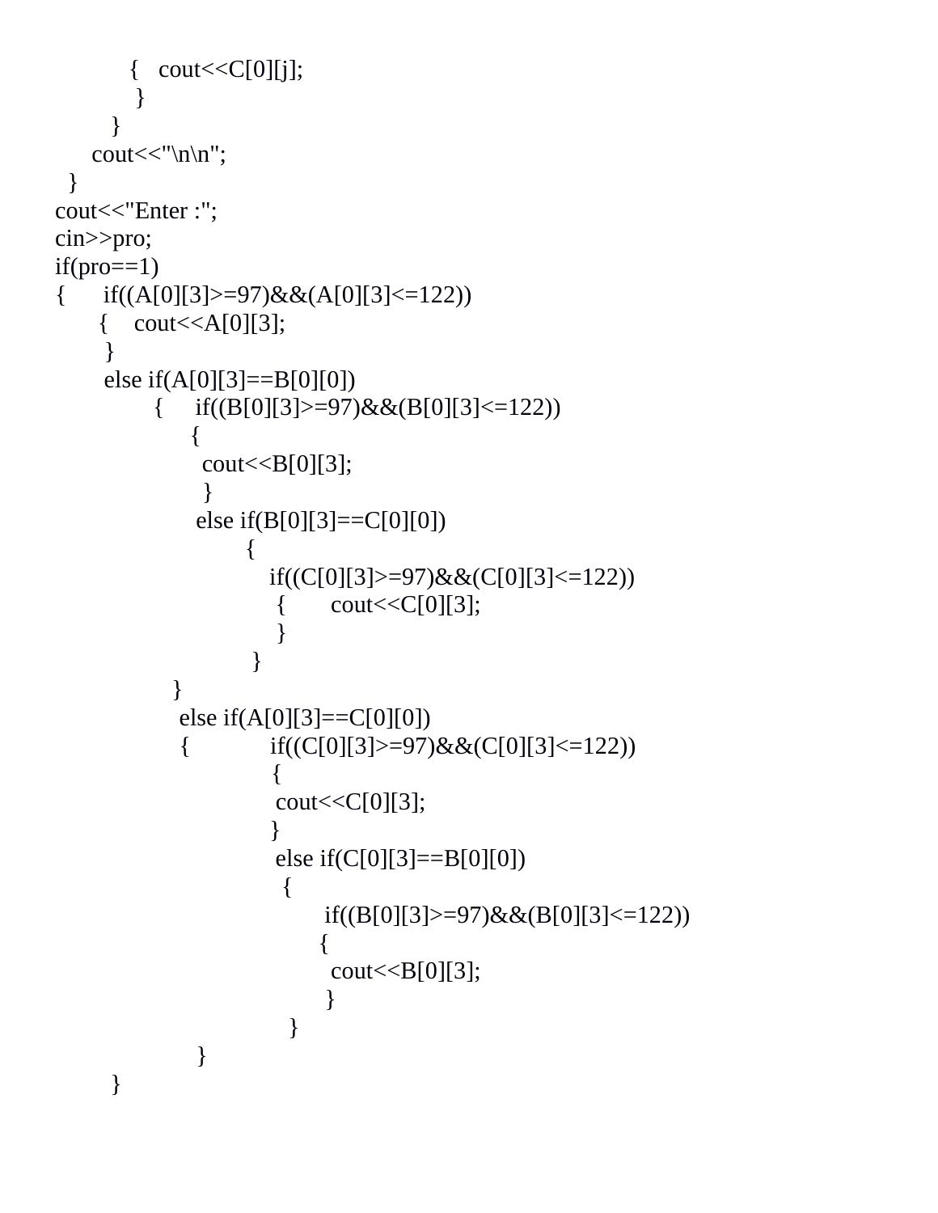```
            {   cout<<C[0][j];
             }
          }
       cout<<"\n\n";
   }
cout<<"Enter :";
cin>>pro;
if(pro==1)
{     if((A[0][3]>=97)&&(A[0][3]<=122))
      {    cout<<A[0][3];
       }
       else if(A[0][3]==B[0][0])
             {     if((B[0][3]>=97)&&(B[0][3]<=122))
                   {
                    cout<<B[0][3];
                    }
                   else if(B[0][3]==C[0][0])
                          {
                             if((C[0][3]>=97)&&(C[0][3]<=122))
                              {      cout<<C[0][3];
                              }
                           }
                 }
                 else if(A[0][3]==C[0][0])
                 {            if((C[0][3]>=97)&&(C[0][3]<=122))
                              {
                               cout<<C[0][3];
                              }
                               else if(C[0][3]==B[0][0])
                                {
                                      if((B[0][3]>=97)&&(B[0][3]<=122))
                                     {
                                       cout<<B[0][3];
                                      }
                                 }
                   }
        }
```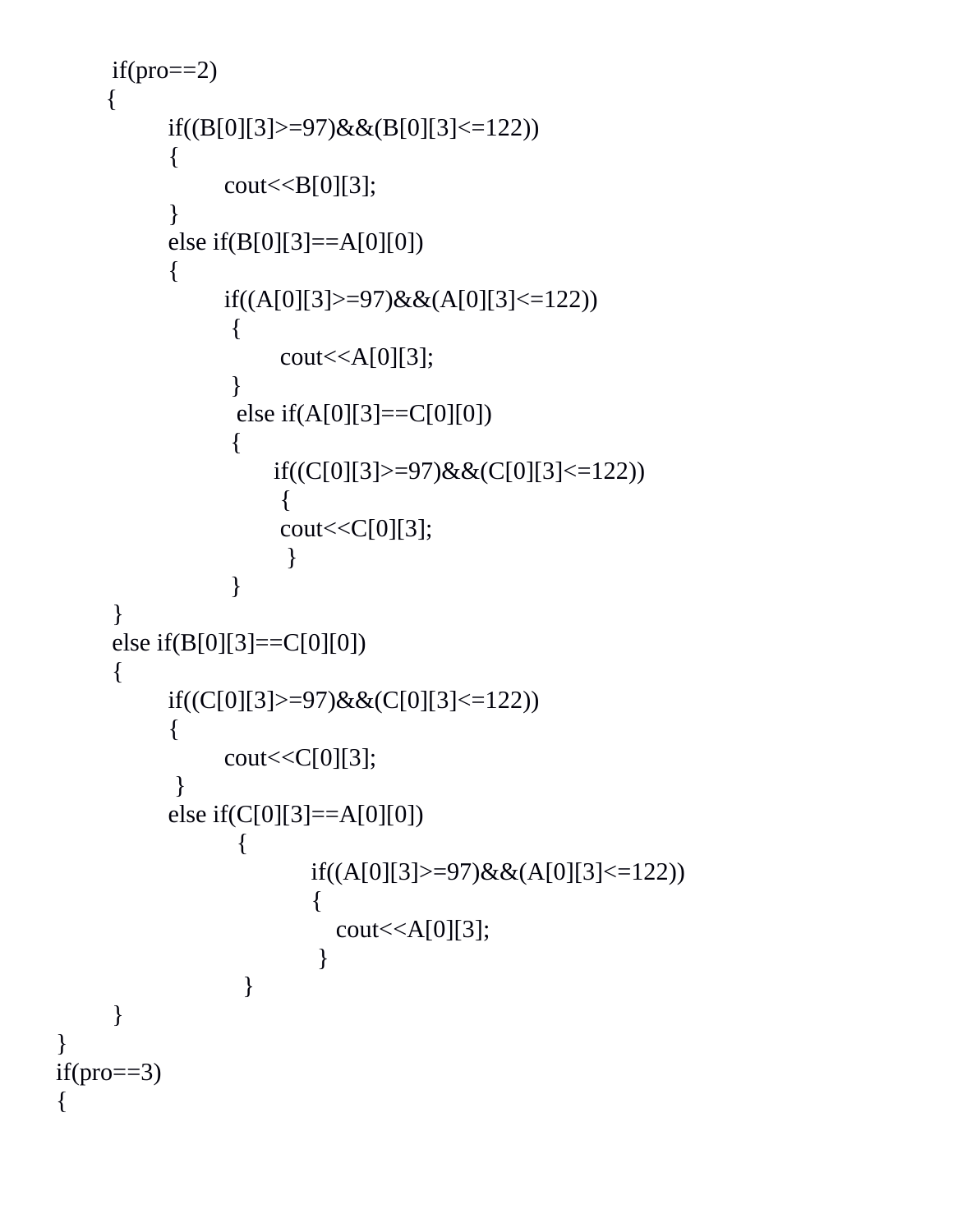```
        if(pro==2)
        {
                if((B[0][3]>=97)&&(B[0][3]<=122))
                {
                        cout<<B[0][3];
                }
                else if(B[0][3]==A[0][0])
                {
                        if((A[0][3]>=97)&&(A[0][3]<=122))
                        {
                                cout<<A[0][3];
                        }
                        else if(A[0][3]==C[0][0])
                        {
                                if((C[0][3]>=97)&&(C[0][3]<=122))
                                {
                                cout<<C[0][3];
                                }
                        }
        }
        else if(B[0][3]==C[0][0])
        {
                if((C[0][3]>=97)&&(C[0][3]<=122))
                {
                        cout<<C[0][3];
                }
                else if(C[0][3]==A[0][0])
                        {
                                if((A[0][3]>=97)&&(A[0][3]<=122))
                                {
                                   cout<<A[0][3];
                                }
                        }
        }
}
if(pro==3)
{
```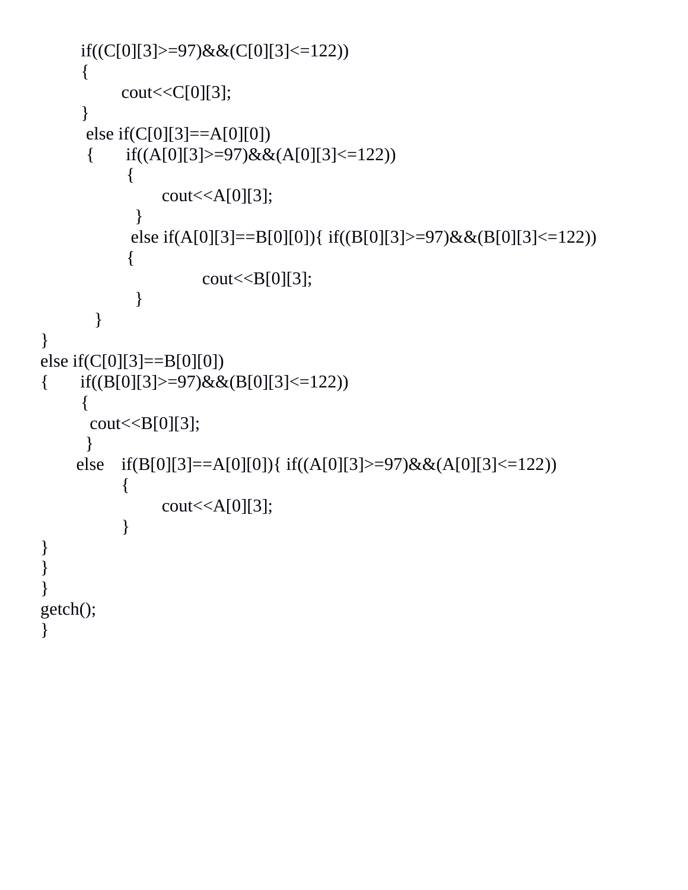```
        if((C[0][3]>=97)&&(C[0][3]<=122))
        {
                cout<<C[0][3];
        }
         else if(C[0][3]==A[0][0])
         {       if((A[0][3]>=97)&&(A[0][3]<=122))
                 {
                        cout<<A[0][3];
                  }
                 else if(A[0][3]==B[0][0]){ if((B[0][3]>=97)&&(B[0][3]<=122))
                 {
                                cout<<B[0][3];
                  }
          }
}
else if(C[0][3]==B[0][0])
{       if((B[0][3]>=97)&&(B[0][3]<=122))
        {
          cout<<B[0][3];
         }
       else    if(B[0][3]==A[0][0]){ if((A[0][3]>=97)&&(A[0][3]<=122))
                {
                        cout<<A[0][3];
                }
}
}
}
getch();
}
```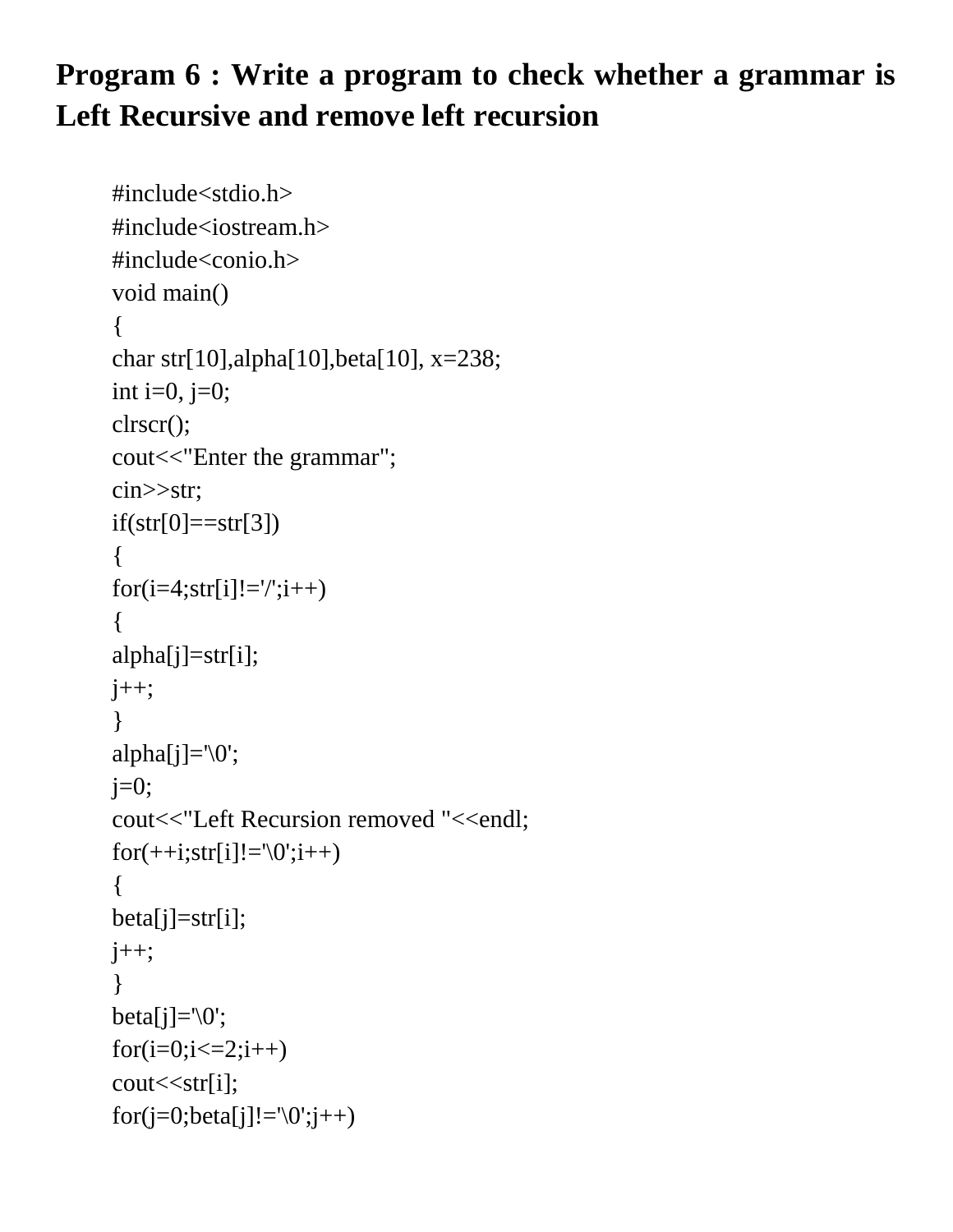**Program 6 : Write a program to check whether a grammar is Left Recursive and remove left recursion**

```
#include<stdio.h>
#include<iostream.h>
#include<conio.h>
void main()
{
char str[10],alpha[10],beta[10], x=238;
int i=0, j=0;
clrscr();
cout<<"Enter the grammar";
cin>>str;
if(str[0]==str[3])
{
for(i=4;str[i]!='/';i++)
{
alpha[j]=str[i];
j++;
}
alpha[j]='\0';
j=0;
cout<<"Left Recursion removed "<<endl;
for(++i;str[i]!='\0';i++)
{
beta[j]=str[i];
j++;
}
beta[j]='\0';
for(i=0;i<=2;i++)
cout<<str[i];
for(j=0;beta[j]!='\0';j++)
```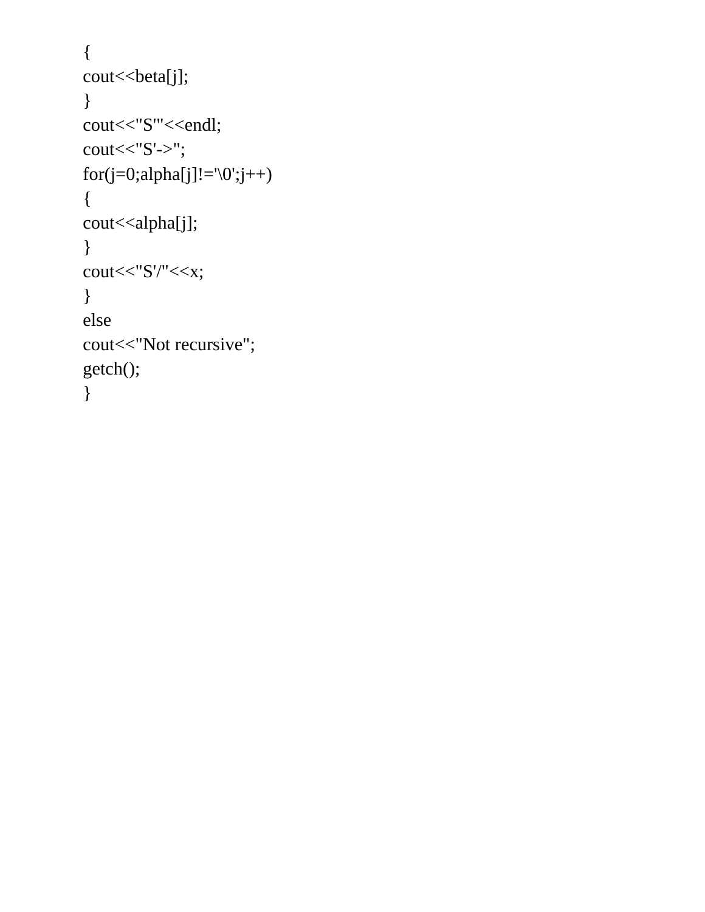```
{
cout<<beta[j];
}
cout<<"S'"<<endl;
cout<<"S'->";
for(j=0;alpha[j]!='\0';j++)
{
cout<<alpha[j];
}
cout<<"S'/"<<x;
}
else
cout<<"Not recursive";
getch();
}
```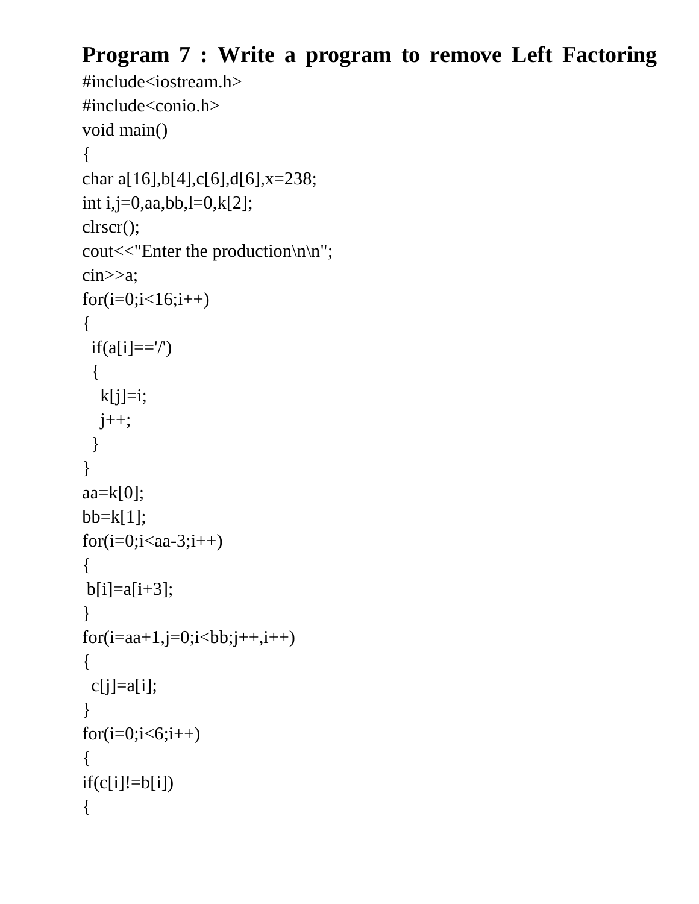**Program 7 : Write a program to remove Left Factoring**

```
#include<iostream.h>
#include<conio.h>
void main()
{
char a[16],b[4],c[6],d[6],x=238;
int i,j=0,aa,bb,l=0,k[2];
clrscr();
cout<<"Enter the production\n\n";
cin>>a;
for(i=0;i<16;i++)
{
  if(a[i]=='/')
  {
    k[j]=i;
    j++;
  }
}
aa=k[0];
bb=k[1];
for(i=0;i<aa-3;i++)
{
 b[i]=a[i+3];
}
for(i=aa+1,j=0;i<bb;j++,i++)
{
  c[j]=a[i];
}
for(i=0;i<6;i++)
{
if(c[i]!=b[i])
{
```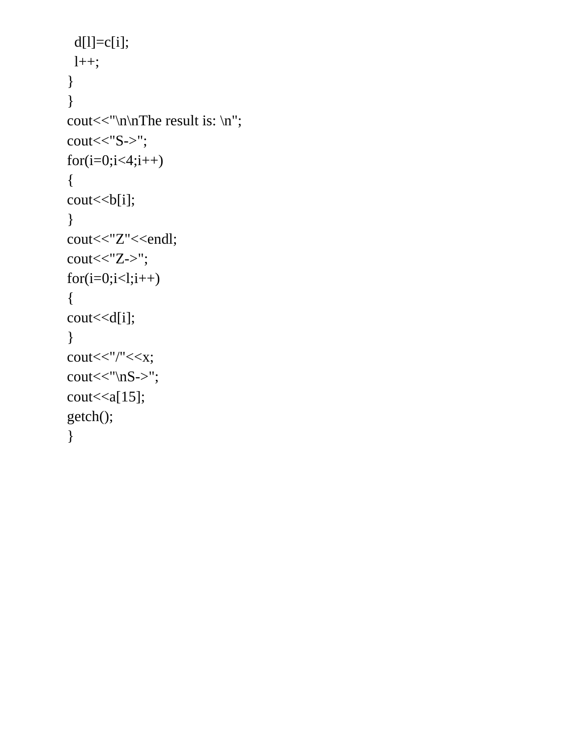```
  d[l]=c[i];
  l++;
}
}
cout<<"\n\nThe result is: \n";
cout<<"S->";
for(i=0;i<4;i++)
{
cout<<b[i];
}
cout<<"Z"<<endl;
cout<<"Z->";
for(i=0;i<l;i++)
{
cout<<d[i];
}
cout<<"/"<<x;
cout<<"\nS->";
cout<<a[15];
getch();
}
```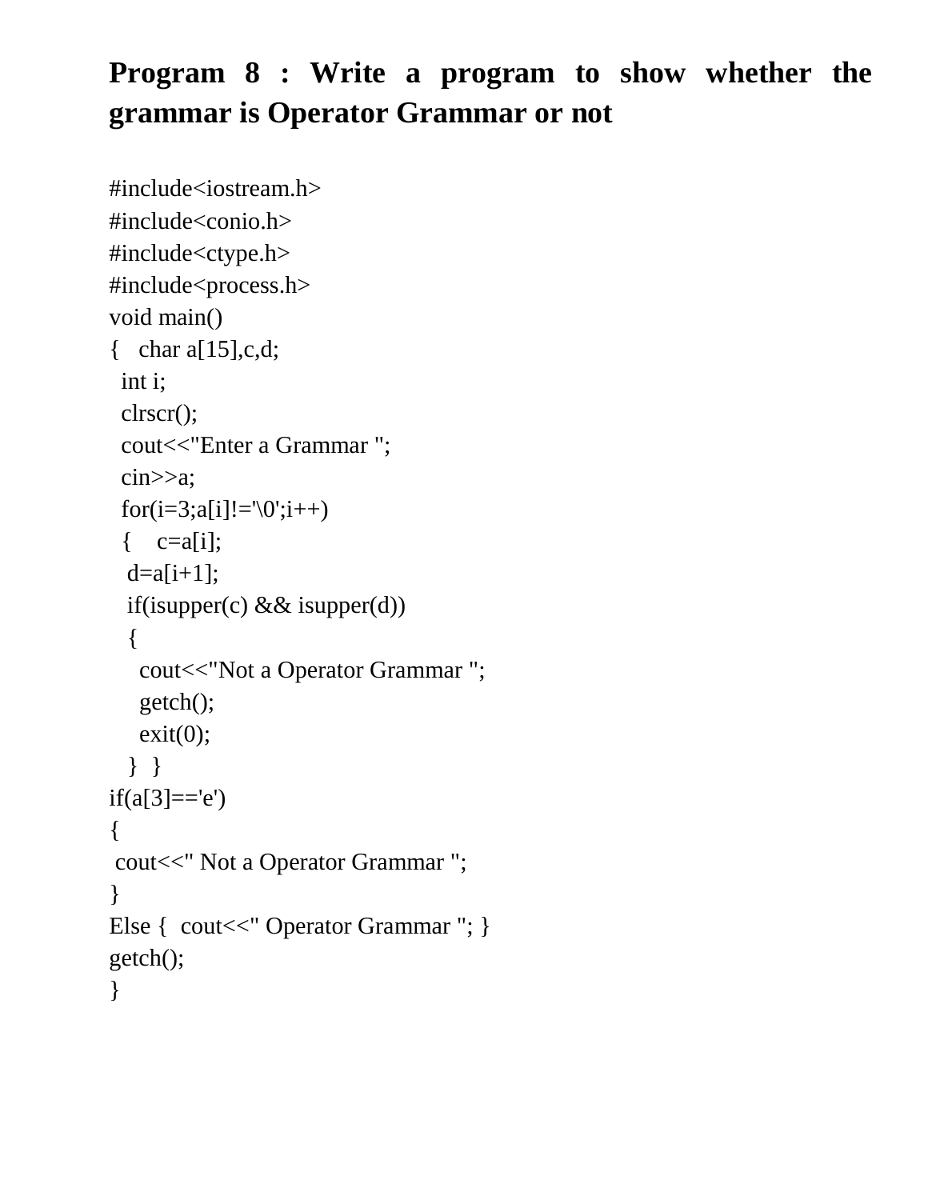**Program 8 : Write a program to show whether the grammar is Operator Grammar or not**

```
#include<iostream.h>
#include<conio.h>
#include<ctype.h>
#include<process.h>
void main()
{   char a[15],c,d;
  int i;
  clrscr();
  cout<<"Enter a Grammar ";
  cin>>a;
  for(i=3;a[i]!='\0';i++)
  {    c=a[i];
   d=a[i+1];
   if(isupper(c) && isupper(d))
   {
     cout<<"Not a Operator Grammar ";
     getch();
     exit(0);
   }  }
if(a[3]=='e')
{
 cout<<" Not a Operator Grammar ";
}
Else {  cout<<" Operator Grammar "; }
getch();
}
```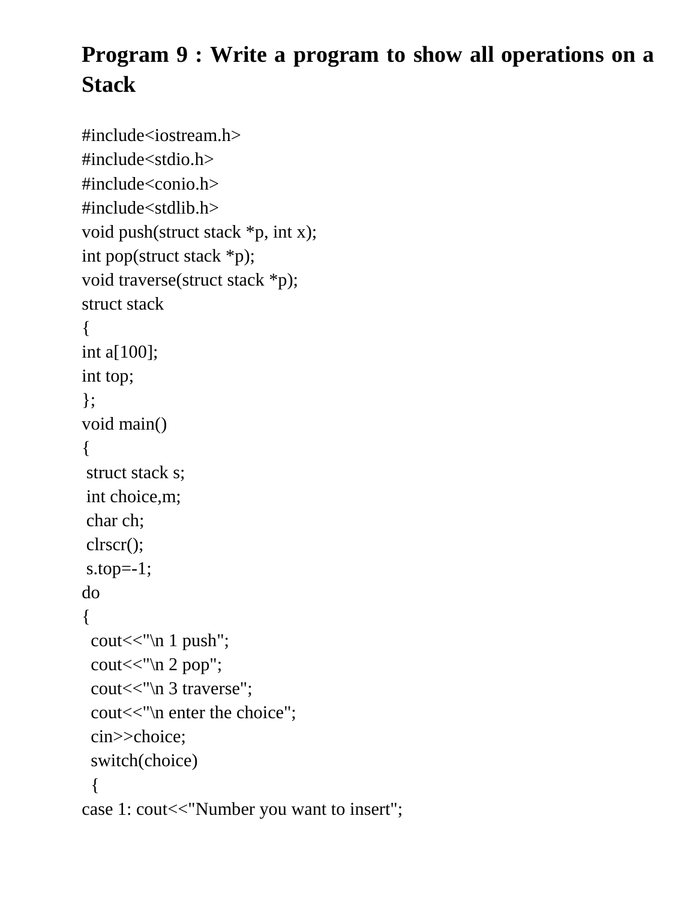**Program 9 : Write a program to show all operations on a Stack**

```
#include<iostream.h>
#include<stdio.h>
#include<conio.h>
#include<stdlib.h>
void push(struct stack *p, int x);
int pop(struct stack *p);
void traverse(struct stack *p);
struct stack
{
int a[100];
int top;
};
void main()
{
 struct stack s;
 int choice,m;
 char ch;
 clrscr();
 s.top=-1;
do
{
  cout<<"\n 1 push";
  cout<<"\n 2 pop";
  cout<<"\n 3 traverse";
  cout<<"\n enter the choice";
  cin>>choice;
  switch(choice)
  {
case 1: cout<<"Number you want to insert";
```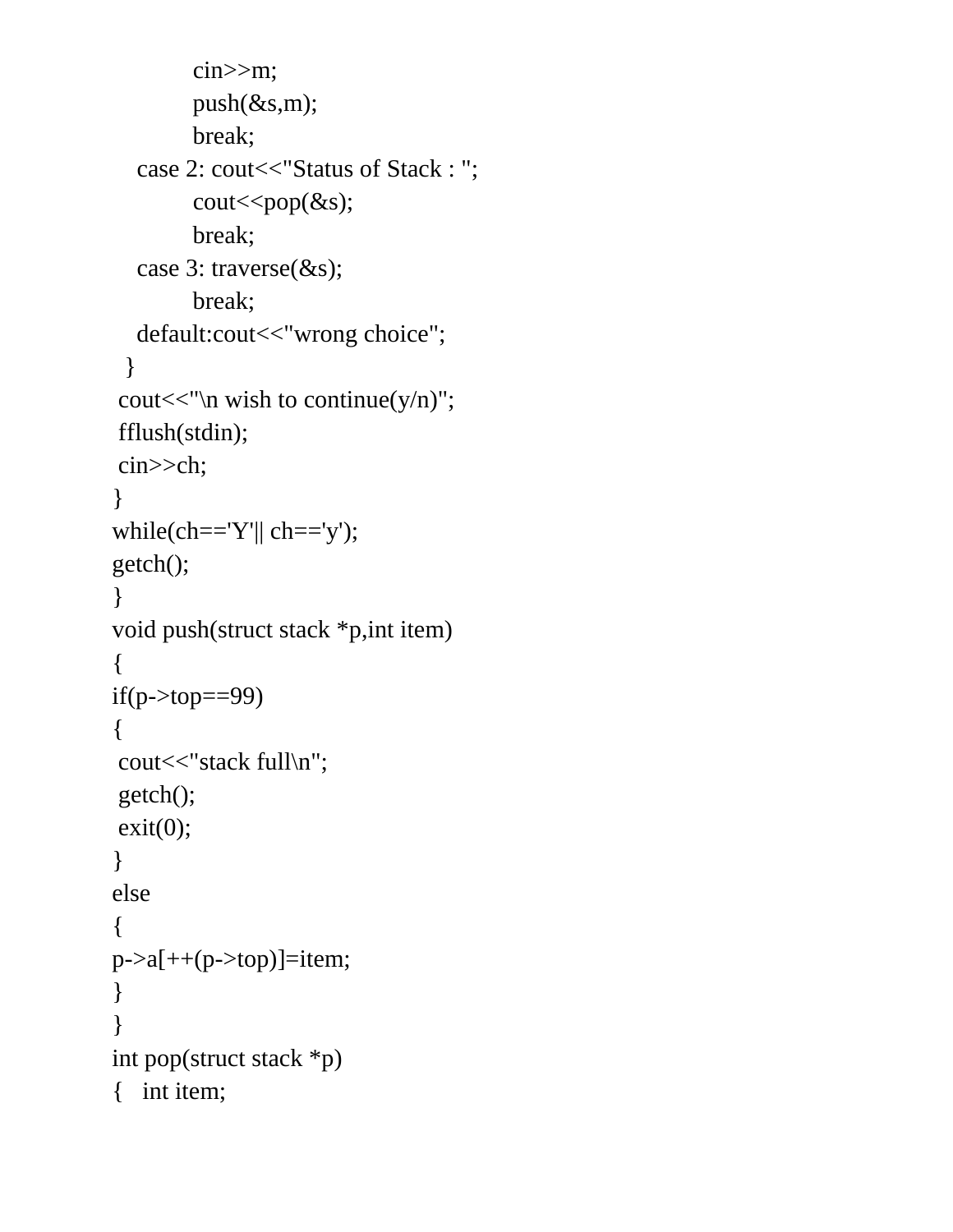```
            cin>>m;
            push(&s,m);
            break;
    case 2: cout<<"Status of Stack : ";
            cout<<pop(&s);
            break;
    case 3: traverse(&s);
            break;
    default:cout<<"wrong choice";
  }
 cout<<"\n wish to continue(y/n)";
 fflush(stdin);
 cin>>ch;
}
while(ch=='Y'|| ch=='y');
getch();
}
void push(struct stack *p,int item)
{
if(p->top==99)
{
 cout<<"stack full\n";
 getch();
 exit(0);
}
else
{
p->a[++(p->top)]=item;
}
}
int pop(struct stack *p)
{   int item;
```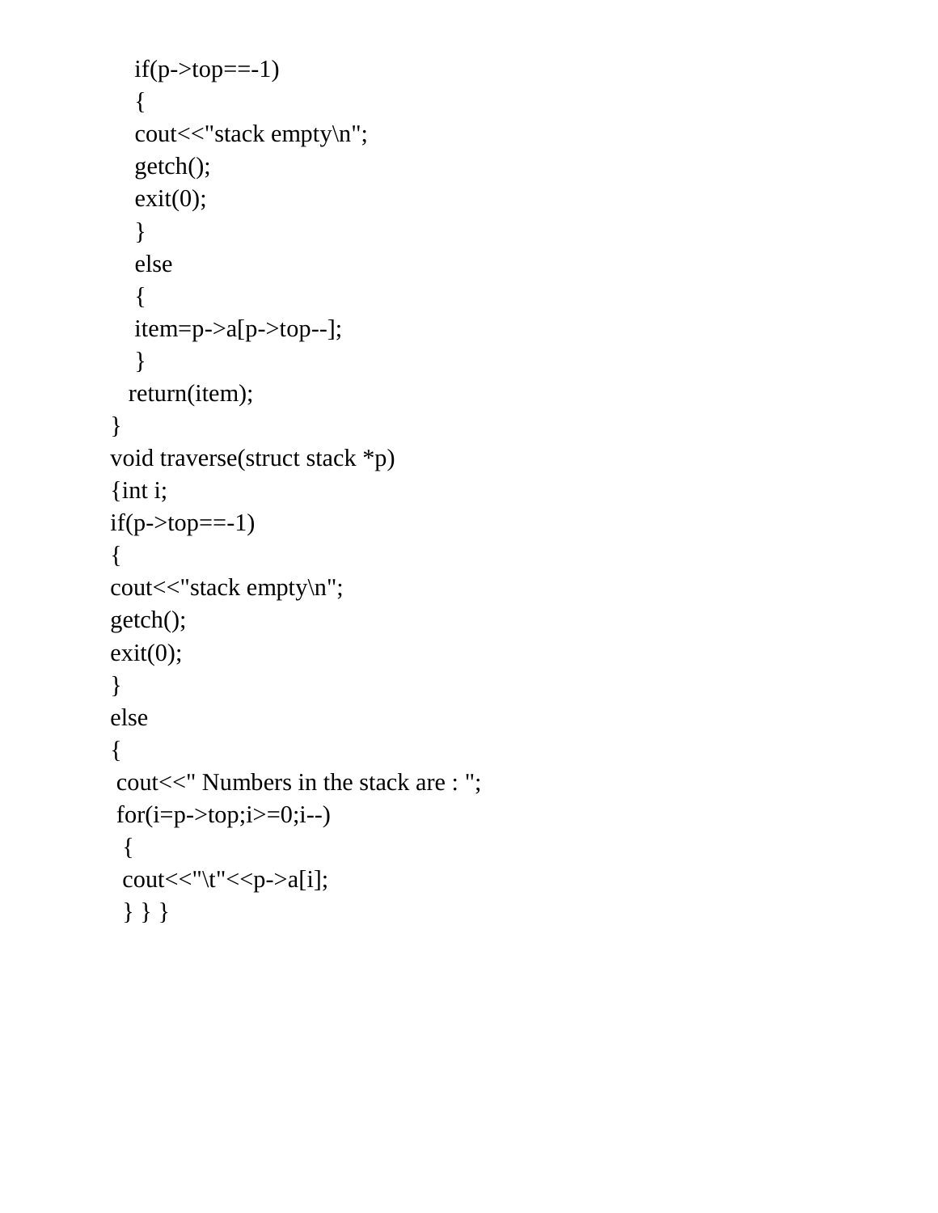```
    if(p->top==-1)
    {
    cout<<"stack empty\n";
    getch();
    exit(0);
    }
    else
    {
    item=p->a[p->top--];
    }
   return(item);
}
void traverse(struct stack *p)
{int i;
if(p->top==-1)
{
cout<<"stack empty\n";
getch();
exit(0);
}
else
{
 cout<<" Numbers in the stack are : ";
 for(i=p->top;i>=0;i--)
  {
  cout<<"\t"<<p->a[i];
  } } }
```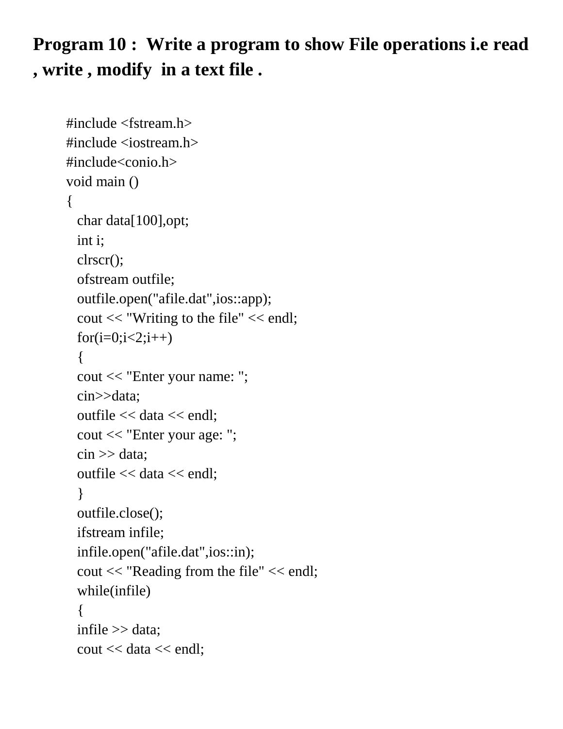**Program 10 : Write a program to show File operations i.e read , write , modify in a text file .**

```
#include <fstream.h>
#include <iostream.h>
#include<conio.h>
void main ()
{
  char data[100],opt;
  int i;
  clrscr();
  ofstream outfile;
  outfile.open("afile.dat",ios::app);
  cout << "Writing to the file" << endl;
  for(i=0;i<2;i++)
  {
  cout << "Enter your name: ";
  cin>>data;
  outfile << data << endl;
  cout << "Enter your age: ";
  cin >> data;
  outfile << data << endl;
  }
  outfile.close();
  ifstream infile;
  infile.open("afile.dat",ios::in);
  cout << "Reading from the file" << endl;
  while(infile)
  {
  infile >> data;
  cout << data << endl;
```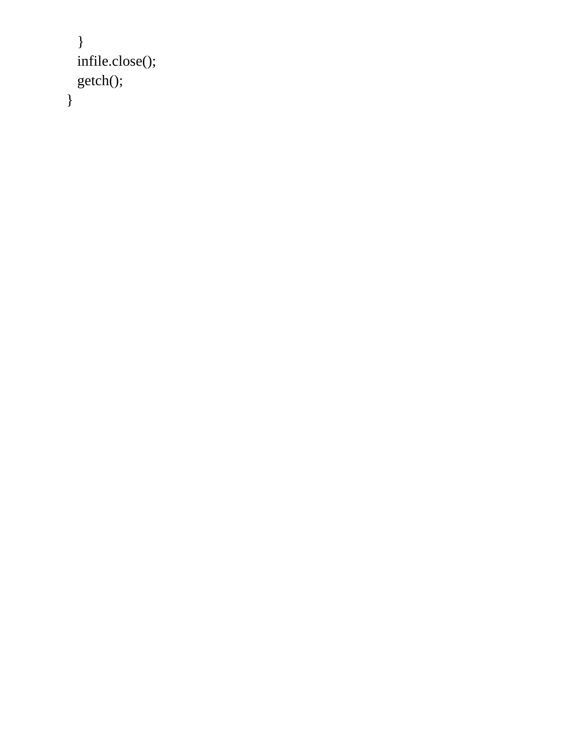```
    }
    infile.close();
    getch();
}
```